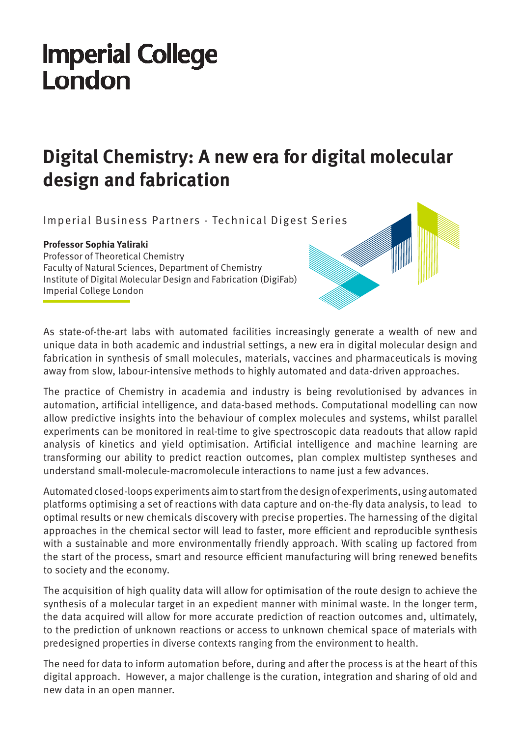Imperial College London

# Digital Chemistry: A new era for digital molecular design and fabrication

Imperial Business Partners - Technical Digest Series

**Professor Sophia Yaliraki**
Professor of Theoretical Chemistry
Faculty of Natural Sciences, Department of Chemistry
Institute of Digital Molecular Design and Fabrication (DigiFab)
Imperial College London

As state-of-the-art labs with automated facilities increasingly generate a wealth of new and unique data in both academic and industrial settings, a new era in digital molecular design and fabrication in synthesis of small molecules, materials, vaccines and pharmaceuticals is moving away from slow, labour-intensive methods to highly automated and data-driven approaches.

The practice of Chemistry in academia and industry is being revolutionised by advances in automation, artificial intelligence, and data-based methods. Computational modelling can now allow predictive insights into the behaviour of complex molecules and systems, whilst parallel experiments can be monitored in real-time to give spectroscopic data readouts that allow rapid analysis of kinetics and yield optimisation. Artificial intelligence and machine learning are transforming our ability to predict reaction outcomes, plan complex multistep syntheses and understand small-molecule-macromolecule interactions to name just a few advances.

Automated closed-loops experiments aim to start from the design of experiments, using automated platforms optimising a set of reactions with data capture and on-the-fly data analysis, to lead to optimal results or new chemicals discovery with precise properties. The harnessing of the digital approaches in the chemical sector will lead to faster, more efficient and reproducible synthesis with a sustainable and more environmentally friendly approach. With scaling up factored from the start of the process, smart and resource efficient manufacturing will bring renewed benefits to society and the economy.

The acquisition of high quality data will allow for optimisation of the route design to achieve the synthesis of a molecular target in an expedient manner with minimal waste. In the longer term, the data acquired will allow for more accurate prediction of reaction outcomes and, ultimately, to the prediction of unknown reactions or access to unknown chemical space of materials with predesigned properties in diverse contexts ranging from the environment to health.

The need for data to inform automation before, during and after the process is at the heart of this digital approach. However, a major challenge is the curation, integration and sharing of old and new data in an open manner.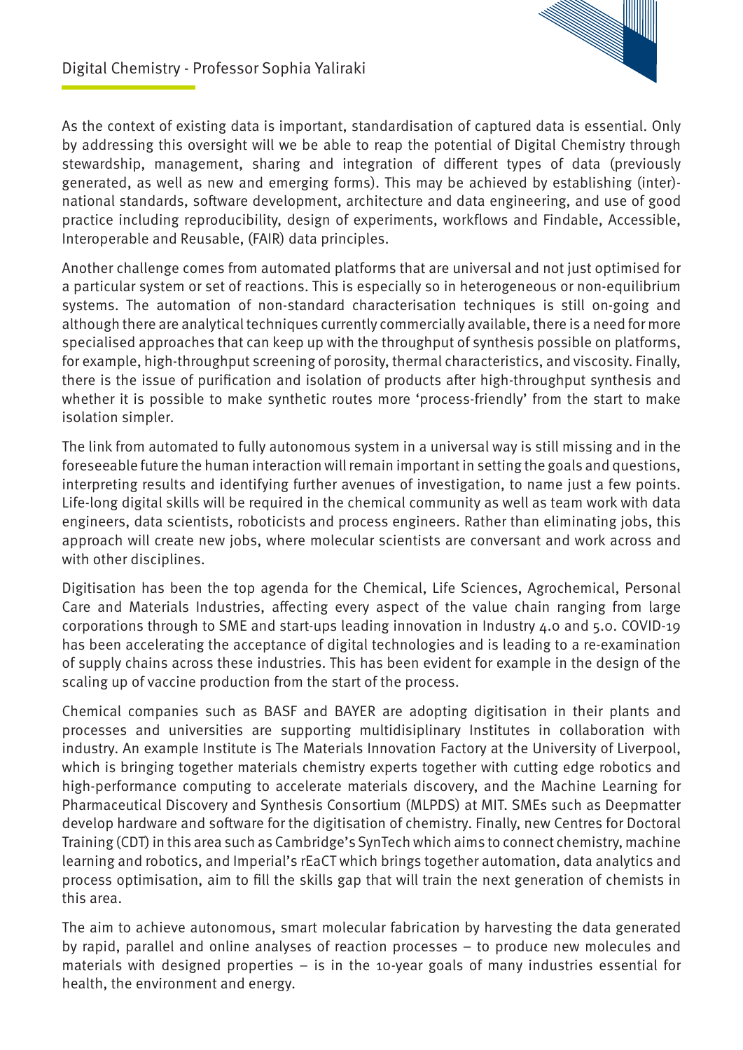As the context of existing data is important, standardisation of captured data is essential. Only by addressing this oversight will we be able to reap the potential of Digital Chemistry through stewardship, management, sharing and integration of different types of data (previously generated, as well as new and emerging forms). This may be achieved by establishing (inter)-national standards, software development, architecture and data engineering, and use of good practice including reproducibility, design of experiments, workflows and Findable, Accessible, Interoperable and Reusable, (FAIR) data principles.

Another challenge comes from automated platforms that are universal and not just optimised for a particular system or set of reactions. This is especially so in heterogeneous or non-equilibrium systems. The automation of non-standard characterisation techniques is still on-going and although there are analytical techniques currently commercially available, there is a need for more specialised approaches that can keep up with the throughput of synthesis possible on platforms, for example, high-throughput screening of porosity, thermal characteristics, and viscosity. Finally, there is the issue of purification and isolation of products after high-throughput synthesis and whether it is possible to make synthetic routes more 'process-friendly' from the start to make isolation simpler.

The link from automated to fully autonomous system in a universal way is still missing and in the foreseeable future the human interaction will remain important in setting the goals and questions, interpreting results and identifying further avenues of investigation, to name just a few points. Life-long digital skills will be required in the chemical community as well as team work with data engineers, data scientists, roboticists and process engineers. Rather than eliminating jobs, this approach will create new jobs, where molecular scientists are conversant and work across and with other disciplines.

Digitisation has been the top agenda for the Chemical, Life Sciences, Agrochemical, Personal Care and Materials Industries, affecting every aspect of the value chain ranging from large corporations through to SME and start-ups leading innovation in Industry 4.0 and 5.0. COVID-19 has been accelerating the acceptance of digital technologies and is leading to a re-examination of supply chains across these industries. This has been evident for example in the design of the scaling up of vaccine production from the start of the process.

Chemical companies such as BASF and BAYER are adopting digitisation in their plants and processes and universities are supporting multidisiplinary Institutes in collaboration with industry. An example Institute is The Materials Innovation Factory at the University of Liverpool, which is bringing together materials chemistry experts together with cutting edge robotics and high-performance computing to accelerate materials discovery, and the Machine Learning for Pharmaceutical Discovery and Synthesis Consortium (MLPDS) at MIT. SMEs such as Deepmatter develop hardware and software for the digitisation of chemistry. Finally, new Centres for Doctoral Training (CDT) in this area such as Cambridge's SynTech which aims to connect chemistry, machine learning and robotics, and Imperial's rEaCT which brings together automation, data analytics and process optimisation, aim to fill the skills gap that will train the next generation of chemists in this area.

The aim to achieve autonomous, smart molecular fabrication by harvesting the data generated by rapid, parallel and online analyses of reaction processes – to produce new molecules and materials with designed properties – is in the 10-year goals of many industries essential for health, the environment and energy.